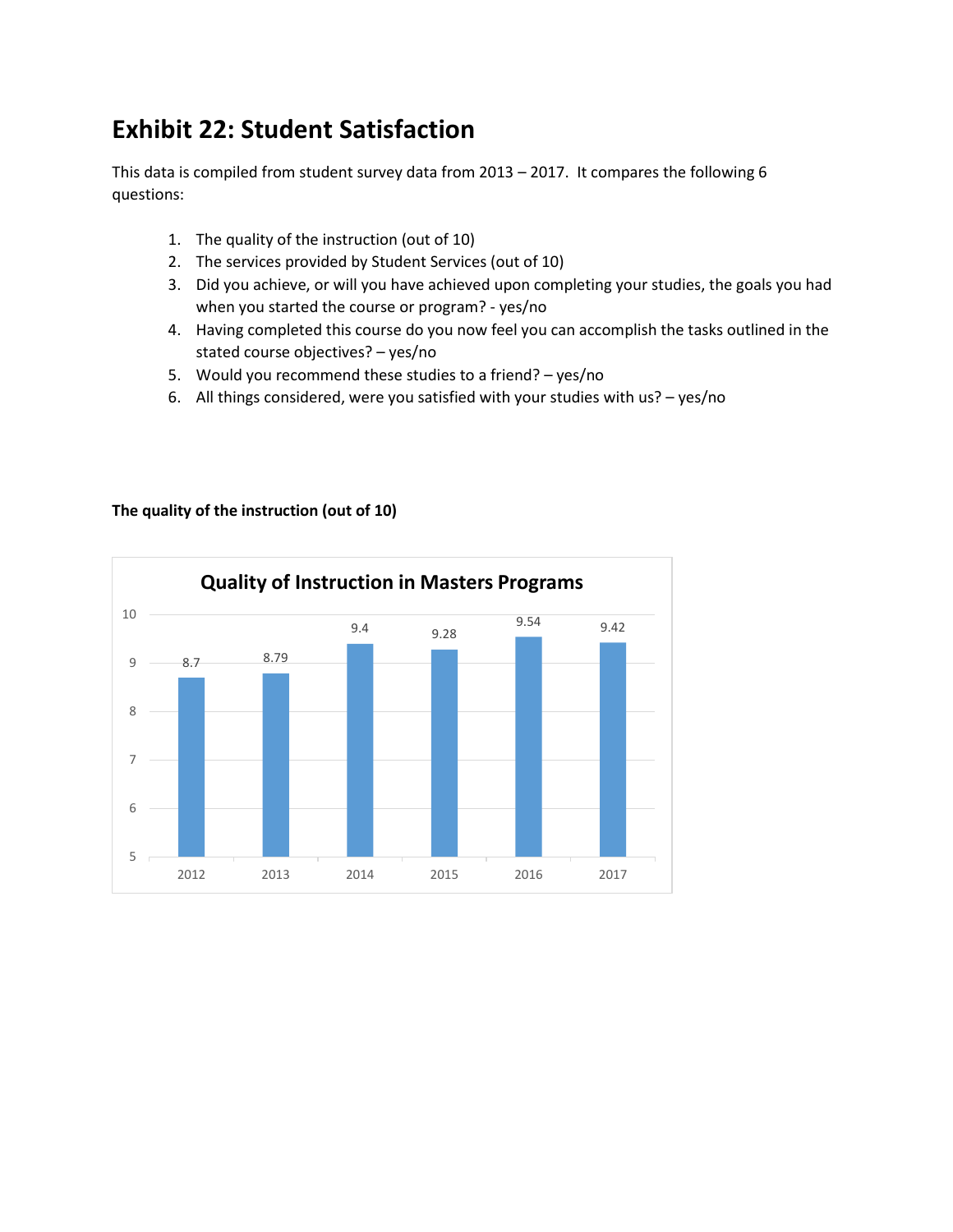# Exhibit 22: Student Satisfaction

This data is compiled from student survey data from 2013 – 2017. It compares the following 6 questions:

1. The quality of the instruction (out of 10)
2. The services provided by Student Services (out of 10)
3. Did you achieve, or will you have achieved upon completing your studies, the goals you had when you started the course or program? - yes/no
4. Having completed this course do you now feel you can accomplish the tasks outlined in the stated course objectives? – yes/no
5. Would you recommend these studies to a friend? – yes/no
6. All things considered, were you satisfied with your studies with us? – yes/no

**The quality of the instruction (out of 10)**

**Quality of Instruction in Masters Programs**

| Year | Score |
| --- | --- |
| 2012 | 8.7 |
| 2013 | 8.79 |
| 2014 | 9.4 |
| 2015 | 9.28 |
| 2016 | 9.54 |
| 2017 | 9.42 |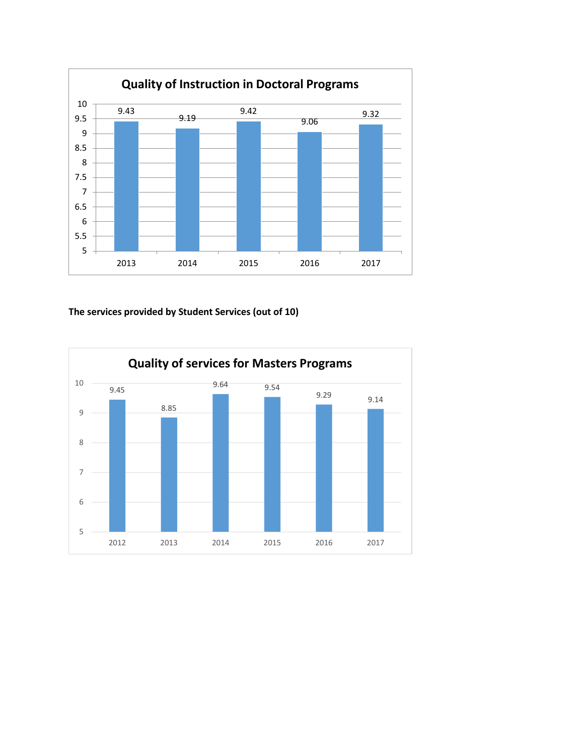**Quality of Instruction in Doctoral Programs**

| Year | Score |
|---|---|
| 2013 | 9.43 |
| 2014 | 9.19 |
| 2015 | 9.42 |
| 2016 | 9.06 |
| 2017 | 9.32 |

**The services provided by Student Services (out of 10)**

**Quality of services for Masters Programs**

| Year | Score |
|---|---|
| 2012 | 9.45 |
| 2013 | 8.85 |
| 2014 | 9.64 |
| 2015 | 9.54 |
| 2016 | 9.29 |
| 2017 | 9.14 |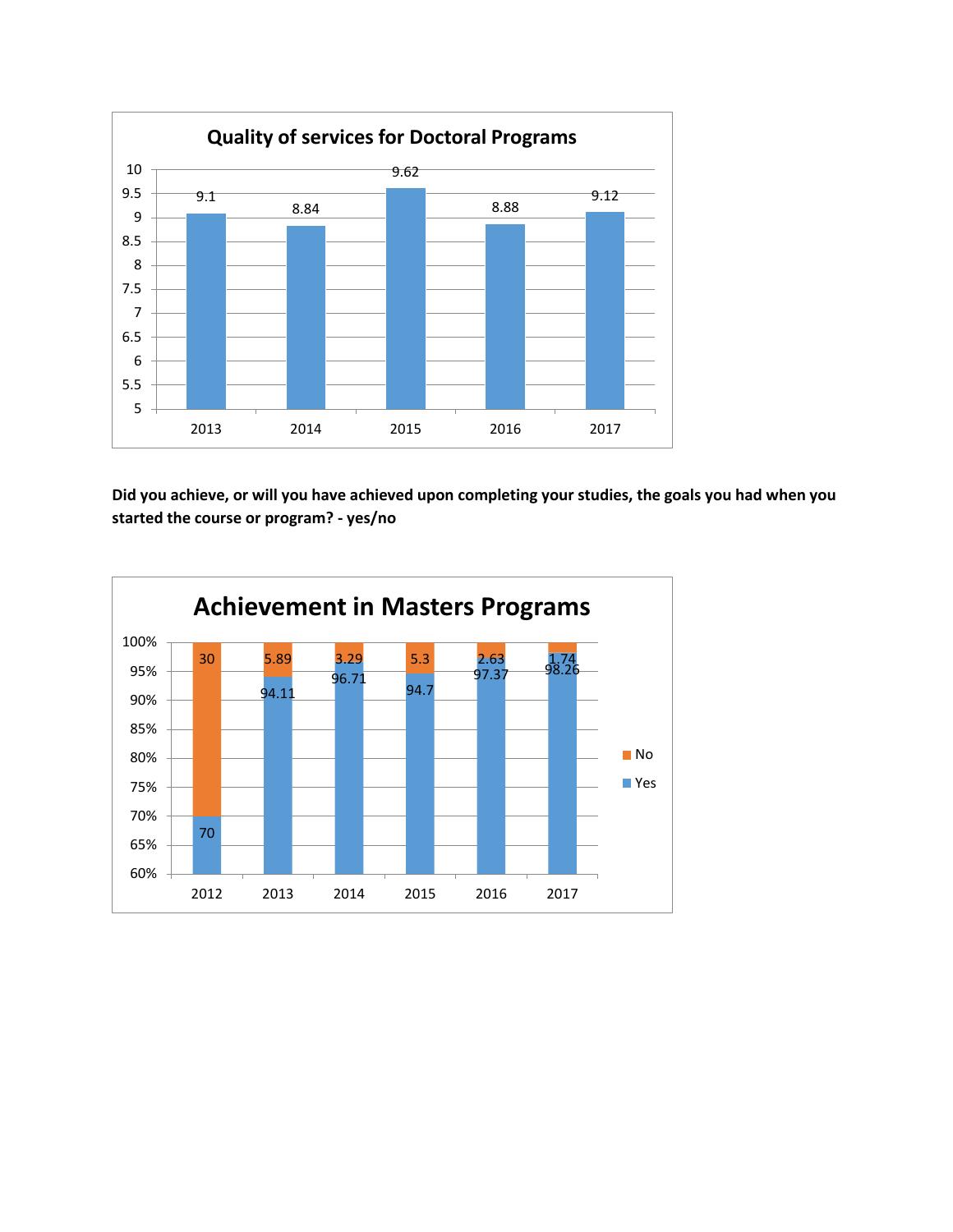**Quality of services for Doctoral Programs**

| Year | Score |
|---|---|
| 2013 | 9.1 |
| 2014 | 8.84 |
| 2015 | 9.62 |
| 2016 | 8.88 |
| 2017 | 9.12 |

**Did you achieve, or will you have achieved upon completing your studies, the goals you had when you started the course or program? - yes/no**

**Achievement in Masters Programs**

| Year | Yes | No |
|---|---|---|
| 2012 | 70 | 30 |
| 2013 | 94.11 | 5.89 |
| 2014 | 96.71 | 3.29 |
| 2015 | 94.7 | 5.3 |
| 2016 | 97.37 | 2.63 |
| 2017 | 98.26 | 1.74 |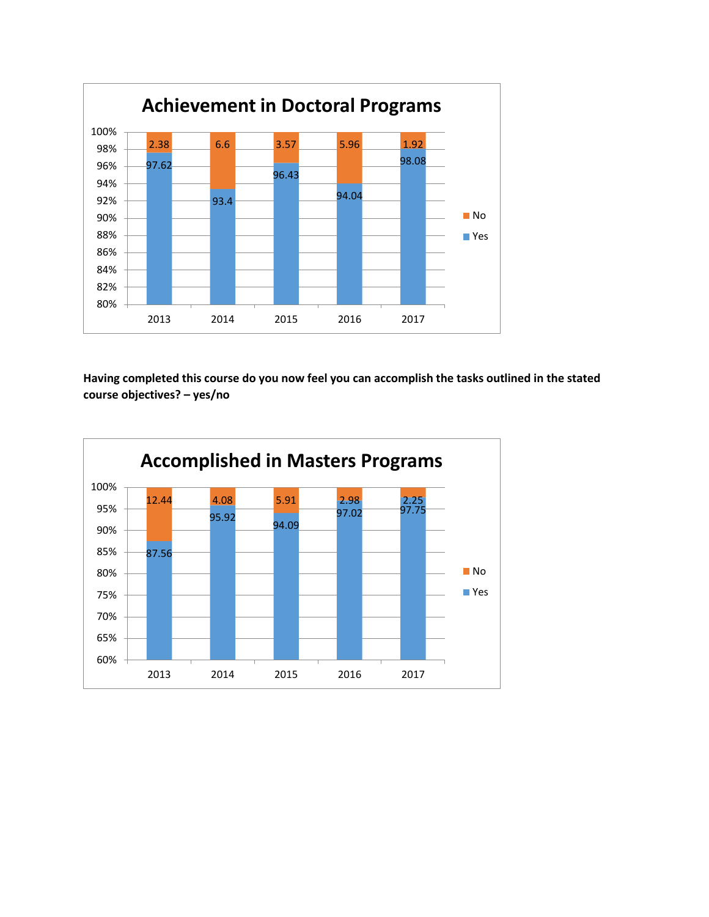**Achievement in Doctoral Programs**

| Year | Yes | No |
| --- | --- | --- |
| 2013 | 97.62 | 2.38 |
| 2014 | 93.4 | 6.6 |
| 2015 | 96.43 | 3.57 |
| 2016 | 94.04 | 5.96 |
| 2017 | 98.08 | 1.92 |

**Having completed this course do you now feel you can accomplish the tasks outlined in the stated course objectives? – yes/no**

**Accomplished in Masters Programs**

| Year | Yes | No |
| --- | --- | --- |
| 2013 | 87.56 | 12.44 |
| 2014 | 95.92 | 4.08 |
| 2015 | 94.09 | 5.91 |
| 2016 | 97.02 | 2.98 |
| 2017 | 97.75 | 2.25 |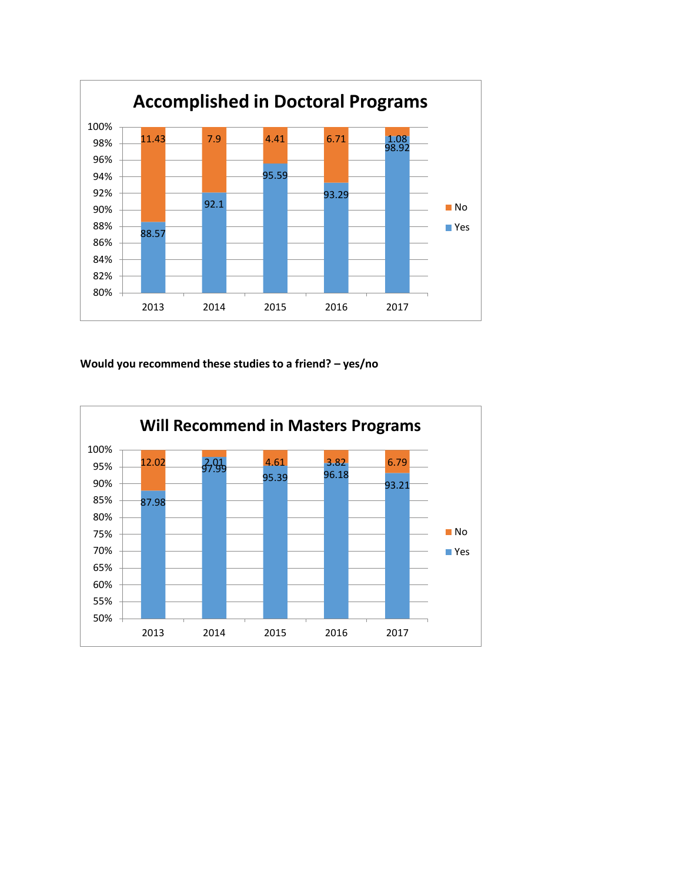**Accomplished in Doctoral Programs**

| | 2013 | 2014 | 2015 | 2016 | 2017 |
|---|---|---|---|---|---|
| No | 11.43 | 7.9 | 4.41 | 6.71 | 1.08 |
| Yes | 88.57 | 92.1 | 95.59 | 93.29 | 98.92 |

**Would you recommend these studies to a friend? – yes/no**

**Will Recommend in Masters Programs**

| | 2013 | 2014 | 2015 | 2016 | 2017 |
|---|---|---|---|---|---|
| No | 12.02 | 2.01 | 4.61 | 3.82 | 6.79 |
| Yes | 87.98 | 97.99 | 95.39 | 96.18 | 93.21 |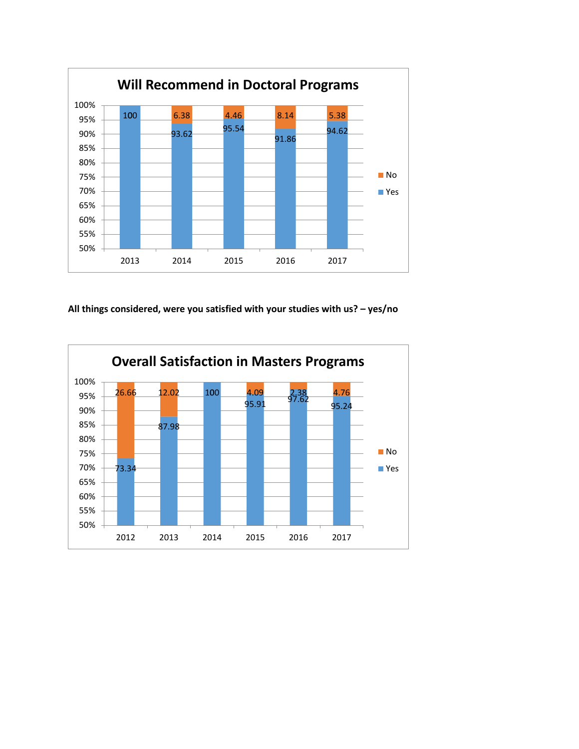**Will Recommend in Doctoral Programs**

| Year | Yes | No |
|---|---|---|
| 2013 | 100 | |
| 2014 | 93.62 | 6.38 |
| 2015 | 95.54 | 4.46 |
| 2016 | 91.86 | 8.14 |
| 2017 | 94.62 | 5.38 |

**All things considered, were you satisfied with your studies with us? – yes/no**

**Overall Satisfaction in Masters Programs**

| Year | Yes | No |
|---|---|---|
| 2012 | 73.34 | 26.66 |
| 2013 | 87.98 | 12.02 |
| 2014 | 100 | |
| 2015 | 95.91 | 4.09 |
| 2016 | 97.62 | 2.38 |
| 2017 | 95.24 | 4.76 |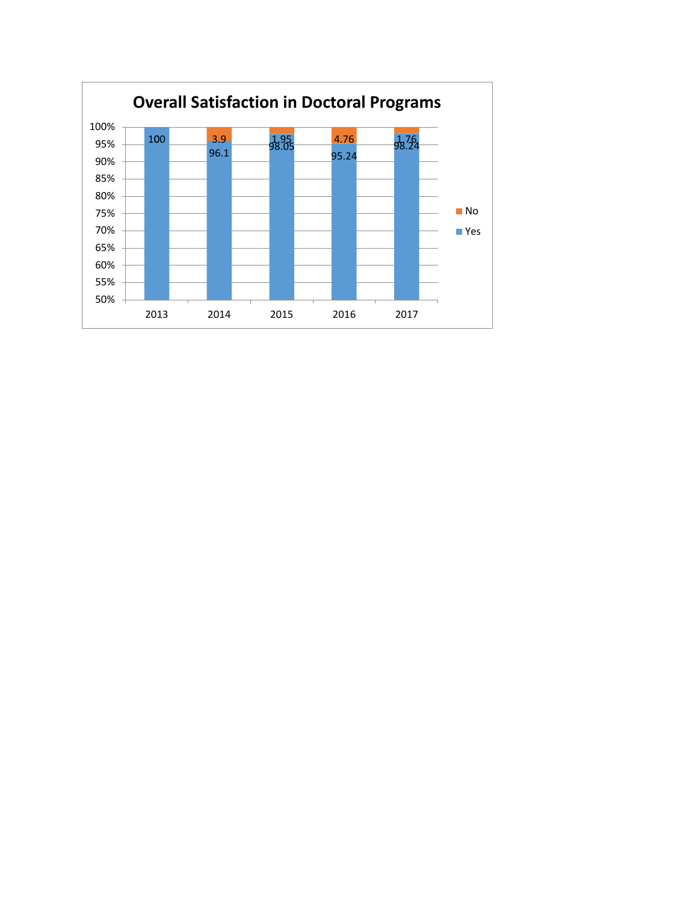**Overall Satisfaction in Doctoral Programs**

100%
95%
90%
85%
80%
75%
70%
65%
60%
55%
50%

100
3.9
96.1
1.95
98.05
4.76
95.24
1.76
98.24

2013
2014
2015
2016
2017

No
Yes